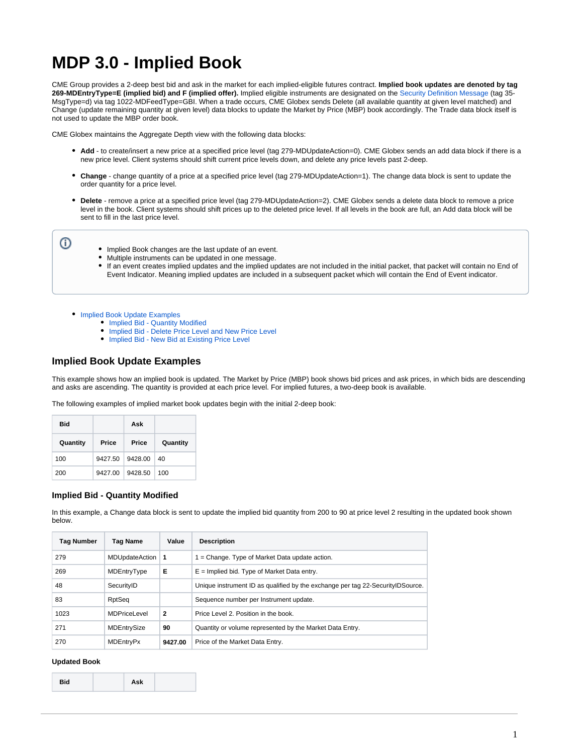# MDP 3.0 - Implied Book

CME Group provides a 2-deep best bid and ask in the market for each implied-eligible futures contract. **Implied book updates are denoted by tag 269-MDEntryType=E (implied bid) and F (implied offer).** Implied eligible instruments are designated on the Security Definition Message (tag 35-MsgType=d) via tag 1022-MDFeedType=GBI. When a trade occurs, CME Globex sends Delete (all available quantity at given level matched) and Change (update remaining quantity at given level) data blocks to update the Market by Price (MBP) book accordingly. The Trade data block itself is not used to update the MBP order book.

CME Globex maintains the Aggregate Depth view with the following data blocks:

- **Add** - to create/insert a new price at a specified price level (tag 279-MDUpdateAction=0). CME Globex sends an add data block if there is a new price level. Client systems should shift current price levels down, and delete any price levels past 2-deep.
- **Change** - change quantity of a price at a specified price level (tag 279-MDUpdateAction=1). The change data block is sent to update the order quantity for a price level.
- **Delete** - remove a price at a specified price level (tag 279-MDUpdateAction=2). CME Globex sends a delete data block to remove a price level in the book. Client systems should shift prices up to the deleted price level. If all levels in the book are full, an Add data block will be sent to fill in the last price level.

> - Implied Book changes are the last update of an event.
> - Multiple instruments can be updated in one message.
> - If an event creates implied updates and the implied updates are not included in the initial packet, that packet will contain no End of Event Indicator. Meaning implied updates are included in a subsequent packet which will contain the End of Event indicator.

- Implied Book Update Examples
  - Implied Bid - Quantity Modified
  - Implied Bid - Delete Price Level and New Price Level
  - Implied Bid - New Bid at Existing Price Level

## Implied Book Update Examples

This example shows how an implied book is updated. The Market by Price (MBP) book shows bid prices and ask prices, in which bids are descending and asks are ascending. The quantity is provided at each price level. For implied futures, a two-deep book is available.

The following examples of implied market book updates begin with the initial 2-deep book:

| Bid | | Ask | |
|---|---|---|---|
| **Quantity** | **Price** | **Price** | **Quantity** |
| 100 | 9427.50 | 9428.00 | 40 |
| 200 | 9427.00 | 9428.50 | 100 |

### Implied Bid - Quantity Modified

In this example, a Change data block is sent to update the implied bid quantity from 200 to 90 at price level 2 resulting in the updated book shown below.

| Tag Number | Tag Name | Value | Description |
|---|---|---|---|
| 279 | MDUpdateAction | **1** | 1 = Change. Type of Market Data update action. |
| 269 | MDEntryType | **E** | E = Implied bid. Type of Market Data entry. |
| 48 | SecurityID | | Unique instrument ID as qualified by the exchange per tag 22-SecurityIDSource. |
| 83 | RptSeq | | Sequence number per Instrument update. |
| 1023 | MDPriceLevel | **2** | Price Level 2. Position in the book. |
| 271 | MDEntrySize | **90** | Quantity or volume represented by the Market Data Entry. |
| 270 | MDEntryPx | **9427.00** | Price of the Market Data Entry. |

**Updated Book**

| Bid | | Ask | |
|---|---|---|---|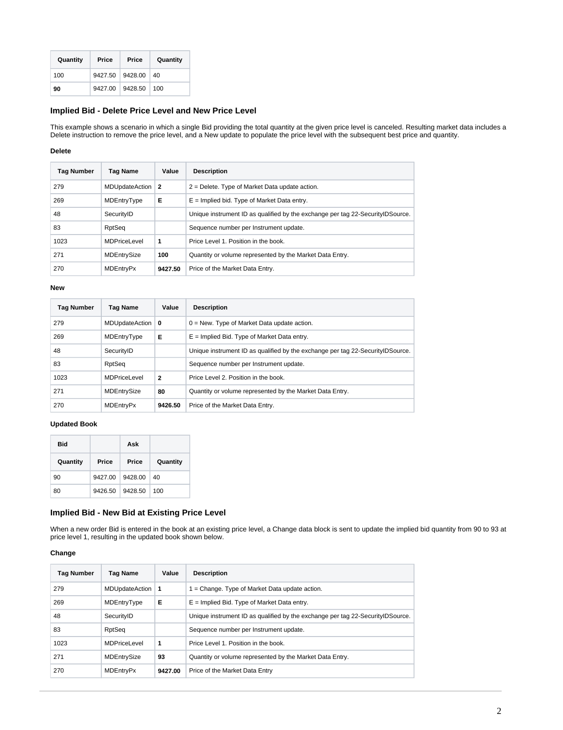| Quantity | Price | Price | Quantity |
|---|---|---|---|
| 100 | 9427.50 | 9428.00 | 40 |
| **90** | 9427.00 | 9428.50 | 100 |

### Implied Bid - Delete Price Level and New Price Level

This example shows a scenario in which a single Bid providing the total quantity at the given price level is canceled. Resulting market data includes a Delete instruction to remove the price level, and a New update to populate the price level with the subsequent best price and quantity.

**Delete**

| Tag Number | Tag Name | Value | Description |
|---|---|---|---|
| 279 | MDUpdateAction | **2** | 2 = Delete. Type of Market Data update action. |
| 269 | MDEntryType | **E** | E = Implied bid. Type of Market Data entry. |
| 48 | SecurityID | | Unique instrument ID as qualified by the exchange per tag 22-SecurityIDSource. |
| 83 | RptSeq | | Sequence number per Instrument update. |
| 1023 | MDPriceLevel | **1** | Price Level 1. Position in the book. |
| 271 | MDEntrySize | **100** | Quantity or volume represented by the Market Data Entry. |
| 270 | MDEntryPx | **9427.50** | Price of the Market Data Entry. |

**New**

| Tag Number | Tag Name | Value | Description |
|---|---|---|---|
| 279 | MDUpdateAction | **0** | 0 = New. Type of Market Data update action. |
| 269 | MDEntryType | **E** | E = Implied Bid. Type of Market Data entry. |
| 48 | SecurityID | | Unique instrument ID as qualified by the exchange per tag 22-SecurityIDSource. |
| 83 | RptSeq | | Sequence number per Instrument update. |
| 1023 | MDPriceLevel | **2** | Price Level 2. Position in the book. |
| 271 | MDEntrySize | **80** | Quantity or volume represented by the Market Data Entry. |
| 270 | MDEntryPx | **9426.50** | Price of the Market Data Entry. |

**Updated Book**

| Bid | | Ask | |
|---|---|---|---|
| **Quantity** | **Price** | **Price** | **Quantity** |
| 90 | 9427.00 | 9428.00 | 40 |
| 80 | 9426.50 | 9428.50 | 100 |

### Implied Bid - New Bid at Existing Price Level

When a new order Bid is entered in the book at an existing price level, a Change data block is sent to update the implied bid quantity from 90 to 93 at price level 1, resulting in the updated book shown below.

**Change**

| Tag Number | Tag Name | Value | Description |
|---|---|---|---|
| 279 | MDUpdateAction | **1** | 1 = Change. Type of Market Data update action. |
| 269 | MDEntryType | **E** | E = Implied Bid. Type of Market Data entry. |
| 48 | SecurityID | | Unique instrument ID as qualified by the exchange per tag 22-SecurityIDSource. |
| 83 | RptSeq | | Sequence number per Instrument update. |
| 1023 | MDPriceLevel | **1** | Price Level 1. Position in the book. |
| 271 | MDEntrySize | **93** | Quantity or volume represented by the Market Data Entry. |
| 270 | MDEntryPx | **9427.00** | Price of the Market Data Entry |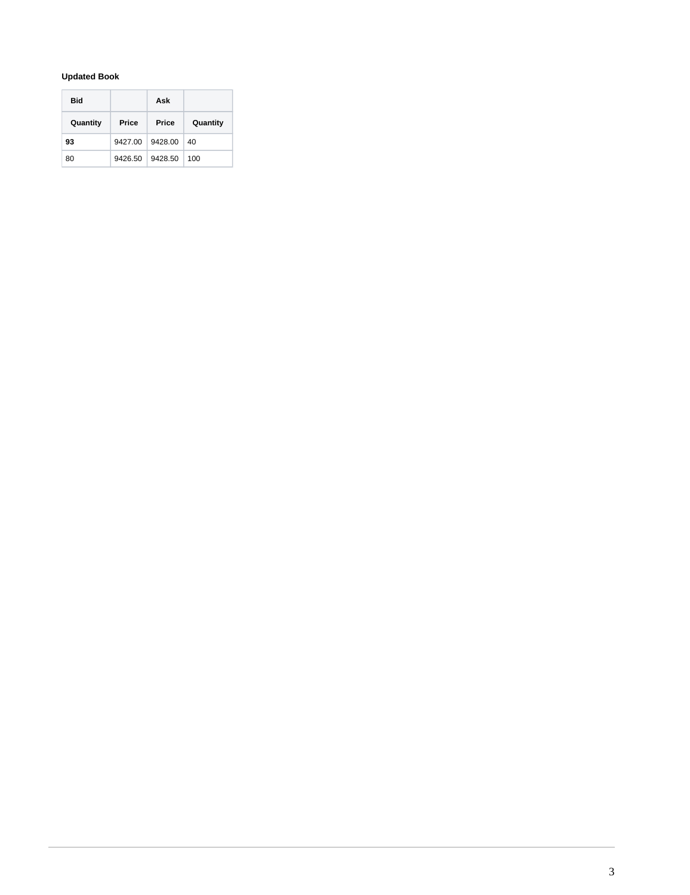**Updated Book**

| Bid | | Ask | |
| --- | --- | --- | --- |
| Quantity | Price | Price | Quantity |
| **93** | 9427.00 | 9428.00 | 40 |
| 80 | 9426.50 | 9428.50 | 100 |